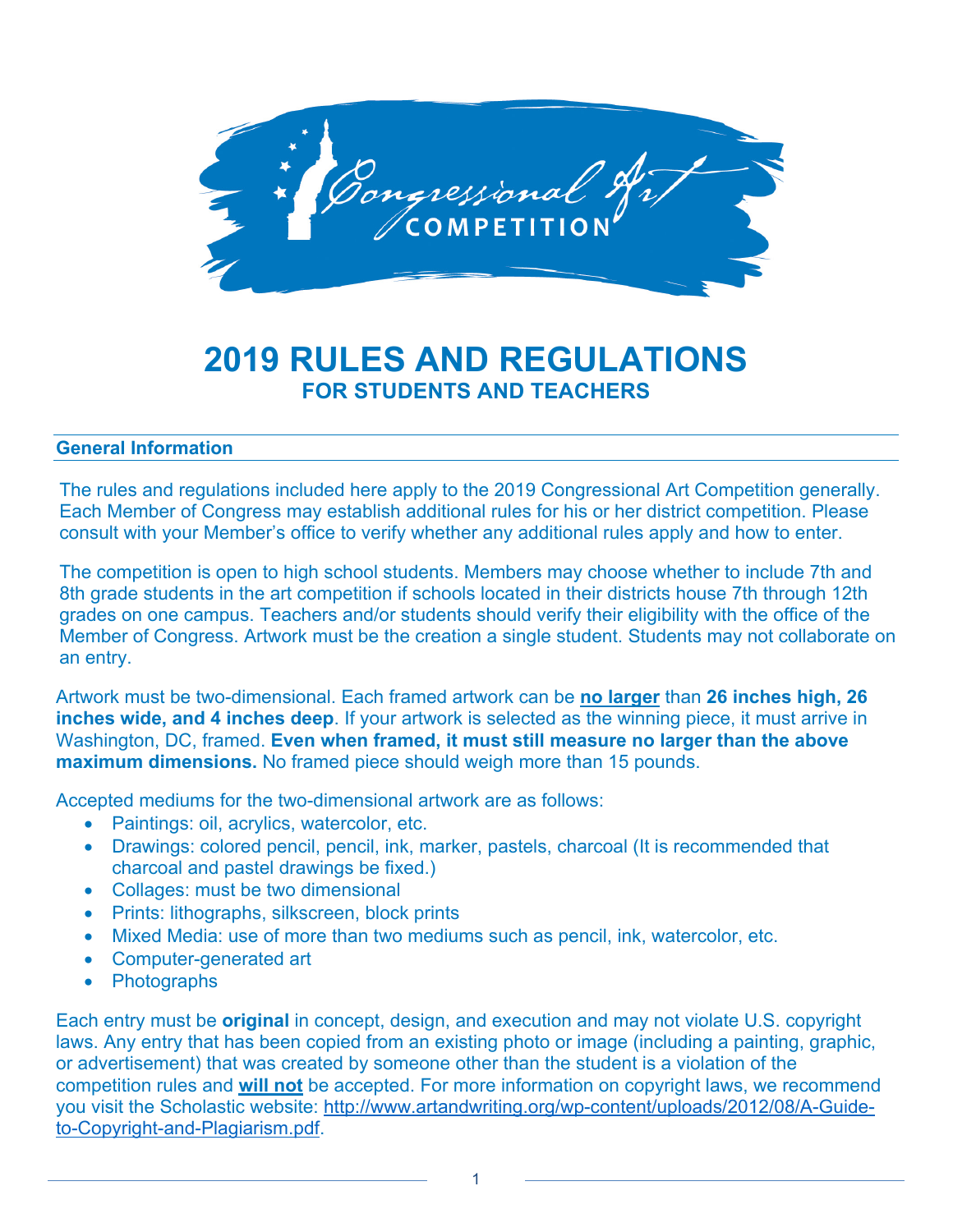# 2019 RULES AND REGULATIONS

## FOR STUDENTS AND TEACHERS

### General Information

The rules and regulations included here apply to the 2019 Congressional Art Competition generally. Each Member of Congress may establish additional rules for his or her district competition. Please consult with your Member's office to verify whether any additional rules apply and how to enter.

The competition is open to high school students. Members may choose whether to include 7th and 8th grade students in the art competition if schools located in their districts house 7th through 12th grades on one campus. Teachers and/or students should verify their eligibility with the office of the Member of Congress. Artwork must be the creation a single student. Students may not collaborate on an entry.

Artwork must be two-dimensional. Each framed artwork can be **no larger** than **26 inches high, 26 inches wide, and 4 inches deep**. If your artwork is selected as the winning piece, it must arrive in Washington, DC, framed. **Even when framed, it must still measure no larger than the above maximum dimensions.** No framed piece should weigh more than 15 pounds.

Accepted mediums for the two-dimensional artwork are as follows:

- Paintings: oil, acrylics, watercolor, etc.
- Drawings: colored pencil, pencil, ink, marker, pastels, charcoal (It is recommended that charcoal and pastel drawings be fixed.)
- Collages: must be two dimensional
- Prints: lithographs, silkscreen, block prints
- Mixed Media: use of more than two mediums such as pencil, ink, watercolor, etc.
- Computer-generated art
- Photographs

Each entry must be **original** in concept, design, and execution and may not violate U.S. copyright laws. Any entry that has been copied from an existing photo or image (including a painting, graphic, or advertisement) that was created by someone other than the student is a violation of the competition rules and **will not** be accepted. For more information on copyright laws, we recommend you visit the Scholastic website: http://www.artandwriting.org/wp-content/uploads/2012/08/A-Guide-to-Copyright-and-Plagiarism.pdf.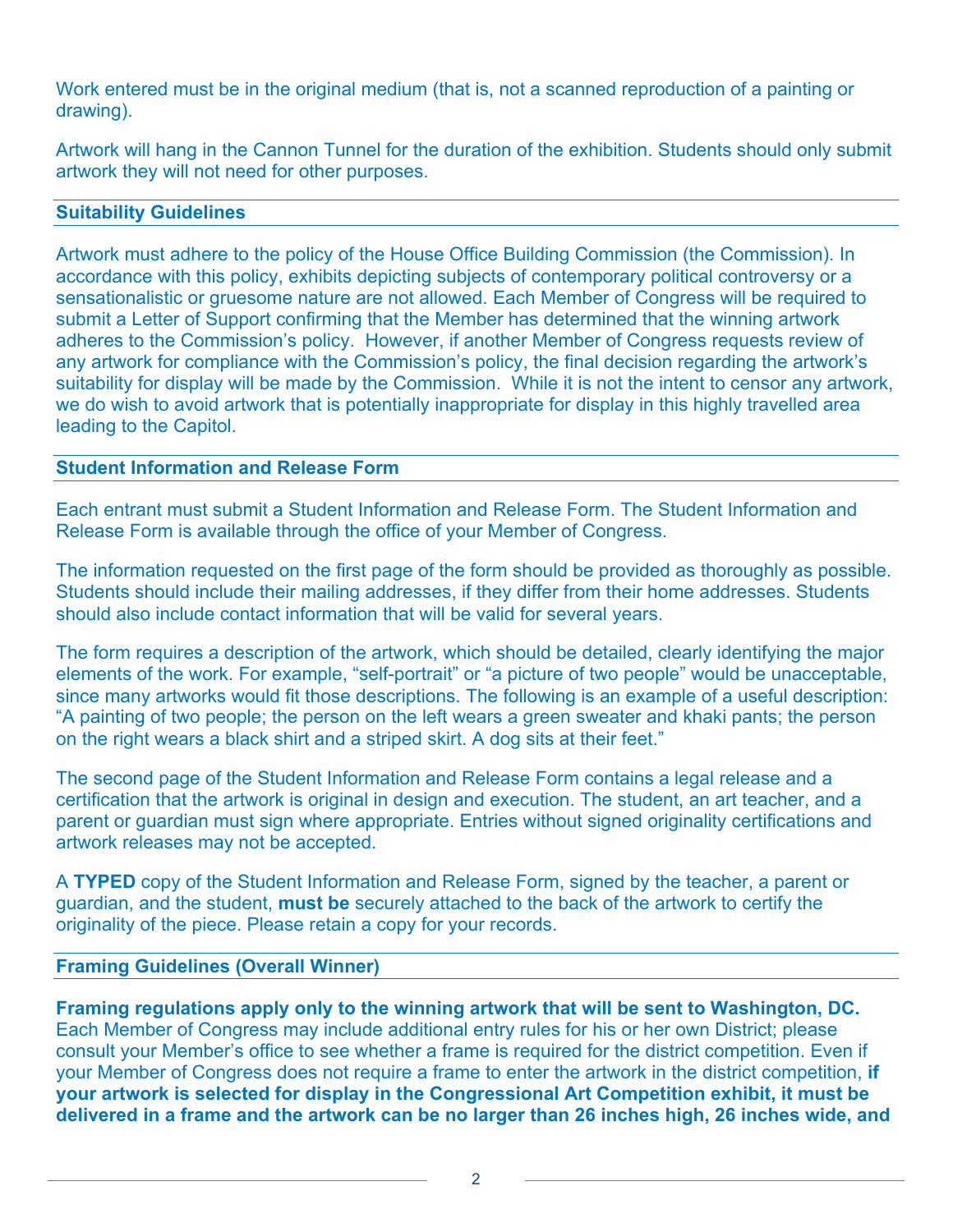Work entered must be in the original medium (that is, not a scanned reproduction of a painting or drawing).

Artwork will hang in the Cannon Tunnel for the duration of the exhibition. Students should only submit artwork they will not need for other purposes.

## Suitability Guidelines

Artwork must adhere to the policy of the House Office Building Commission (the Commission). In accordance with this policy, exhibits depicting subjects of contemporary political controversy or a sensationalistic or gruesome nature are not allowed. Each Member of Congress will be required to submit a Letter of Support confirming that the Member has determined that the winning artwork adheres to the Commission's policy. However, if another Member of Congress requests review of any artwork for compliance with the Commission's policy, the final decision regarding the artwork's suitability for display will be made by the Commission. While it is not the intent to censor any artwork, we do wish to avoid artwork that is potentially inappropriate for display in this highly travelled area leading to the Capitol.

## Student Information and Release Form

Each entrant must submit a Student Information and Release Form. The Student Information and Release Form is available through the office of your Member of Congress.

The information requested on the first page of the form should be provided as thoroughly as possible. Students should include their mailing addresses, if they differ from their home addresses. Students should also include contact information that will be valid for several years.

The form requires a description of the artwork, which should be detailed, clearly identifying the major elements of the work. For example, "self-portrait" or "a picture of two people" would be unacceptable, since many artworks would fit those descriptions. The following is an example of a useful description: "A painting of two people; the person on the left wears a green sweater and khaki pants; the person on the right wears a black shirt and a striped skirt. A dog sits at their feet."

The second page of the Student Information and Release Form contains a legal release and a certification that the artwork is original in design and execution. The student, an art teacher, and a parent or guardian must sign where appropriate. Entries without signed originality certifications and artwork releases may not be accepted.

A **TYPED** copy of the Student Information and Release Form, signed by the teacher, a parent or guardian, and the student, **must be** securely attached to the back of the artwork to certify the originality of the piece. Please retain a copy for your records.

## Framing Guidelines (Overall Winner)

**Framing regulations apply only to the winning artwork that will be sent to Washington, DC.** Each Member of Congress may include additional entry rules for his or her own District; please consult your Member's office to see whether a frame is required for the district competition. Even if your Member of Congress does not require a frame to enter the artwork in the district competition, **if your artwork is selected for display in the Congressional Art Competition exhibit, it must be delivered in a frame and the artwork can be no larger than 26 inches high, 26 inches wide, and**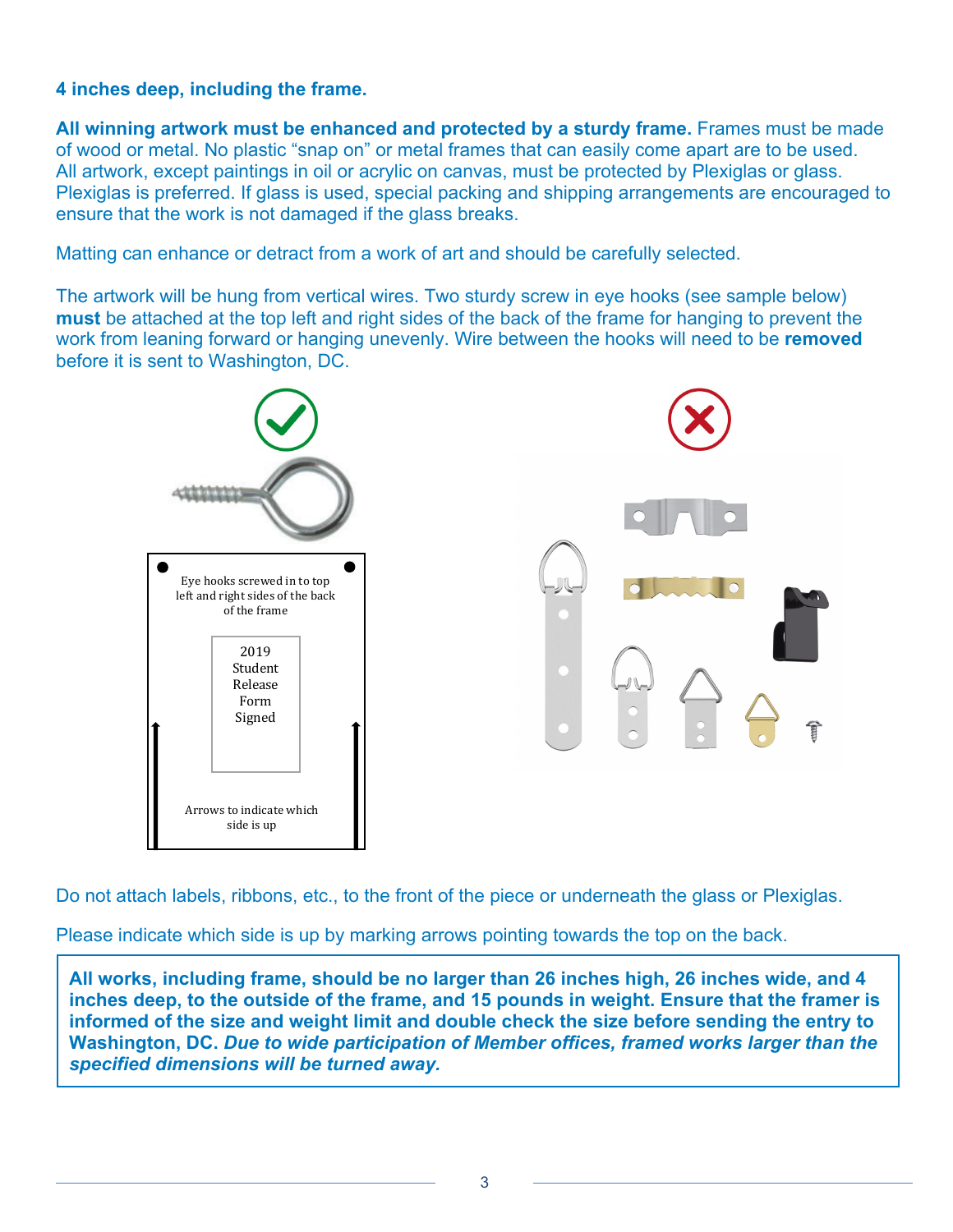**4 inches deep, including the frame.**

**All winning artwork must be enhanced and protected by a sturdy frame.** Frames must be made of wood or metal. No plastic "snap on" or metal frames that can easily come apart are to be used. All artwork, except paintings in oil or acrylic on canvas, must be protected by Plexiglas or glass. Plexiglas is preferred. If glass is used, special packing and shipping arrangements are encouraged to ensure that the work is not damaged if the glass breaks.

Matting can enhance or detract from a work of art and should be carefully selected.

The artwork will be hung from vertical wires. Two sturdy screw in eye hooks (see sample below) **must** be attached at the top left and right sides of the back of the frame for hanging to prevent the work from leaning forward or hanging unevenly. Wire between the hooks will need to be **removed** before it is sent to Washington, DC.

Eye hooks screwed in to top left and right sides of the back of the frame

2019 Student Release Form Signed

Arrows to indicate which side is up

Do not attach labels, ribbons, etc., to the front of the piece or underneath the glass or Plexiglas.

Please indicate which side is up by marking arrows pointing towards the top on the back.

**All works, including frame, should be no larger than 26 inches high, 26 inches wide, and 4 inches deep, to the outside of the frame, and 15 pounds in weight. Ensure that the framer is informed of the size and weight limit and double check the size before sending the entry to Washington, DC.** ***Due to wide participation of Member offices, framed works larger than the specified dimensions will be turned away.***